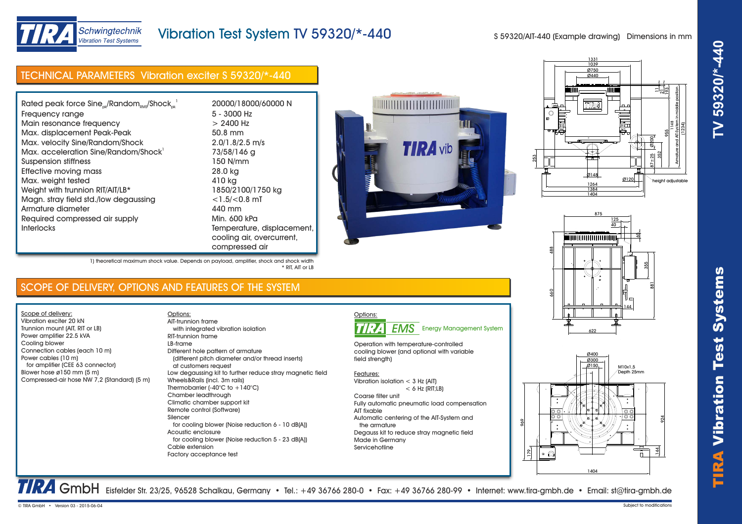# Vibration Test System TV 59320/*-440

S 59320/AIT-440 (Example drawing) Dimensions in mm

## TECHNICAL PARAMETERS Vibration exciter S 59320/*-440

| | |
|---|---|
| Rated peak force $Sine_{pk}/Random_{RMS}/Shock_{pk}$ [1] | 20000/18000/60000 N |
| Frequency range | 5 - 3000 Hz |
| Main resonance frequency | > 2400 Hz |
| Max. displacement Peak-Peak | 50.8 mm |
| Max. velocity Sine/Random/Shock | 2.0/1.8/2.5 m/s |
| Max. acceleration Sine/Random/Shock[1] | 73/58/146 g |
| Suspension stiffness | 150 N/mm |
| Effective moving mass | 28.0 kg |
| Max. weight tested | 410 kg |
| Weight with trunnion RIT/AIT/LB* | 1850/2100/1750 kg |
| Magn. stray field std./low degaussing | <1.5/<0.8 mT |
| Armature diameter | 440 mm |
| Required compressed air supply | Min. 600 kPa |
| Interlocks | Temperature, displacement, cooling air, overcurrent, compressed air |

1) theoretical maximum shock value. Depends on payload, amplifier, shock and shock width
* RIT, AIT or LB

## SCOPE OF DELIVERY, OPTIONS AND FEATURES OF THE SYSTEM

Scope of delivery:
- Vibration exciter 20 kN
- Trunnion mount (AIT, RIT or LB)
- Power amplifier 22.5 kVA
- Cooling blower
- Connection cables (each 10 m)
- Power cables (10 m)
  - for amplifier (CEE 63 connector)
- Blower hose ø150 mm (5 m)
- Compressed-air hose NW 7,2 (Standard) (5 m)

Options:
- AIT-trunnion frame
  - with integrated vibration isolation
- RIT-trunnion frame
- LB-frame
- Different hole pattern of armature
  - (different pitch diameter and/or thread inserts) at customers request
- Low degaussing kit to further reduce stray magnetic field
- Wheels&Rails (incl. 3m rails)
- Thermobarrier (-40°C to +140°C)
- Chamber leadthrough
- Climatic chamber support kit
- Remote control (Software)
- Silencer
  - for cooling blower (Noise reduction 6 - 10 dB(A))
- Acoustic enclosure
  - for cooling blower (Noise reduction 5 - 23 dB(A))
- Cable extension
- Factory acceptance test

Options:

TIRA EMS Energy Management System

Operation with temperature-controlled cooling blower (and optional with variable field strength)

Features:
- Vibration isolation < 3 Hz (AIT) < 6 Hz (RIT;LB)
- Coarse filter unit
- Fully automatic pneumatic load compensation
- AIT fixable
- Automatic centering of the AIT-System and the armature
- Degauss kit to reduce stray magnetic field
- Made in Germany
- Servicehotline

TIRA GmbH Eisfelder Str. 23/25, 96528 Schalkau, Germany • Tel.: +49 36766 280-0 • Fax: +49 36766 280-99 • Internet: www.tira-gmbh.de • Email: st@tira-gmbh.de

© TIRA GmbH • Version 03 - 2015-06-04 Subject to modifications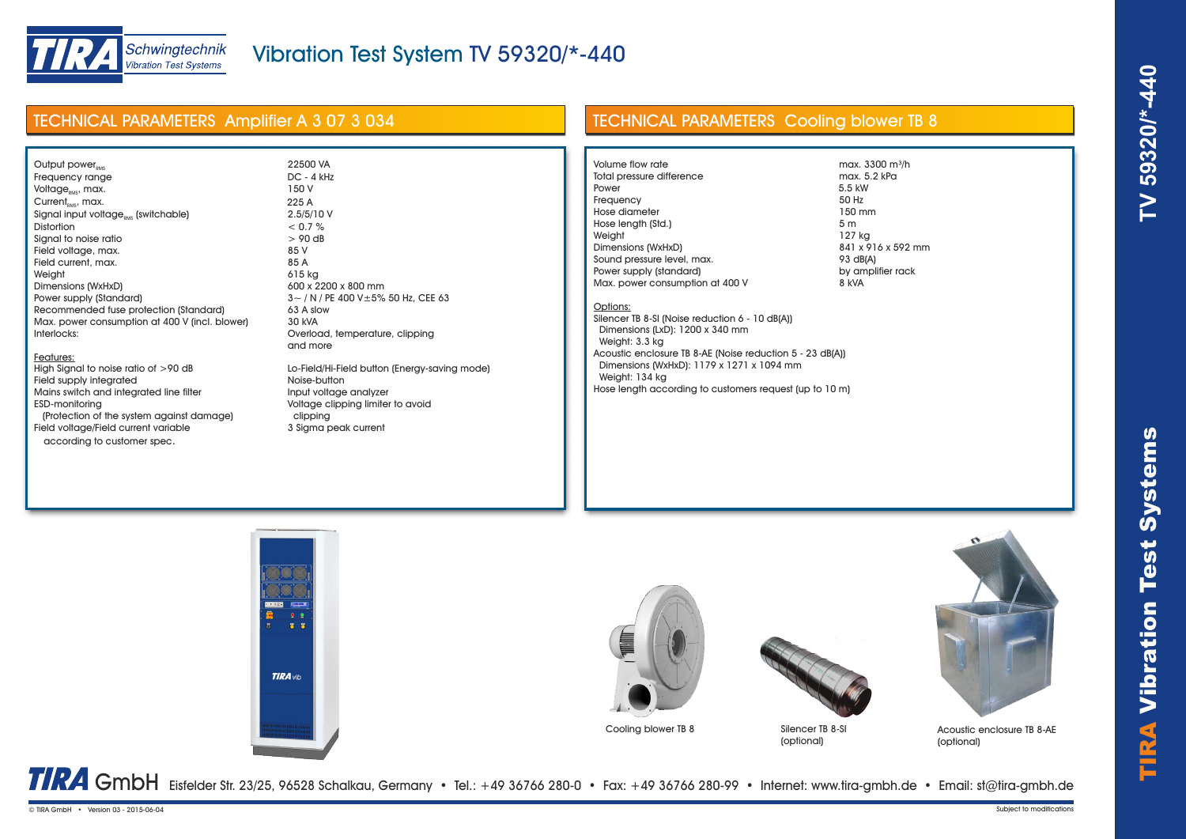# Vibration Test System TV 59320/*-440

## TECHNICAL PARAMETERS Amplifier A 3 07 3 034

| | |
|---|---|
| Output power$_{RMS}$ | 22500 VA |
| Frequency range | DC - 4 kHz |
| Voltage$_{RMS}$, max. | 150 V |
| Current$_{RMS}$, max. | 225 A |
| Signal input voltage$_{RMS}$ (switchable) | 2.5/5/10 V |
| Distortion | < 0.7 % |
| Signal to noise ratio | > 90 dB |
| Field voltage, max. | 85 V |
| Field current, max. | 85 A |
| Weight | 615 kg |
| Dimensions (WxHxD) | 600 x 2200 x 800 mm |
| Power supply (Standard) | 3~ / N / PE 400 V±5% 50 Hz, CEE 63 |
| Recommended fuse protection (Standard) | 63 A slow |
| Max. power consumption at 400 V (incl. blower) | 30 kVA |
| Interlocks: | Overload, temperature, clipping and more |

Features:

- High Signal to noise ratio of >90 dB
- Field supply integrated
- Mains switch and integrated line filter
- ESD-monitoring (Protection of the system against damage)
- Field voltage/Field current variable according to customer spec.
- Lo-Field/Hi-Field button (Energy-saving mode)
- Noise-button
- Input voltage analyzer
- Voltage clipping limiter to avoid clipping
- 3 Sigma peak current

## TECHNICAL PARAMETERS Cooling blower TB 8

| | |
|---|---|
| Volume flow rate | max. 3300 m³/h |
| Total pressure difference | max. 5.2 kPa |
| Power | 5.5 kW |
| Frequency | 50 Hz |
| Hose diameter | 150 mm |
| Hose length (Std.) | 5 m |
| Weight | 127 kg |
| Dimensions (WxHxD) | 841 x 916 x 592 mm |
| Sound pressure level, max. | 93 dB(A) |
| Power supply (standard) | by amplifier rack |
| Max. power consumption at 400 V | 8 kVA |

Options:

Silencer TB 8-SI (Noise reduction 6 - 10 dB(A))
  Dimensions (LxD): 1200 x 340 mm
  Weight: 3.3 kg

Acoustic enclosure TB 8-AE (Noise reduction 5 - 23 dB(A))
  Dimensions (WxHxD): 1179 x 1271 x 1094 mm
  Weight: 134 kg

Hose length according to customers request (up to 10 m)

Cooling blower TB 8

Silencer TB 8-SI (optional)

Acoustic enclosure TB 8-AE (optional)

TIRA GmbH Eisfelder Str. 23/25, 96528 Schalkau, Germany • Tel.: +49 36766 280-0 • Fax: +49 36766 280-99 • Internet: www.tira-gmbh.de • Email: st@tira-gmbh.de

© TIRA GmbH • Version 03 - 2015-06-04

Subject to modifications